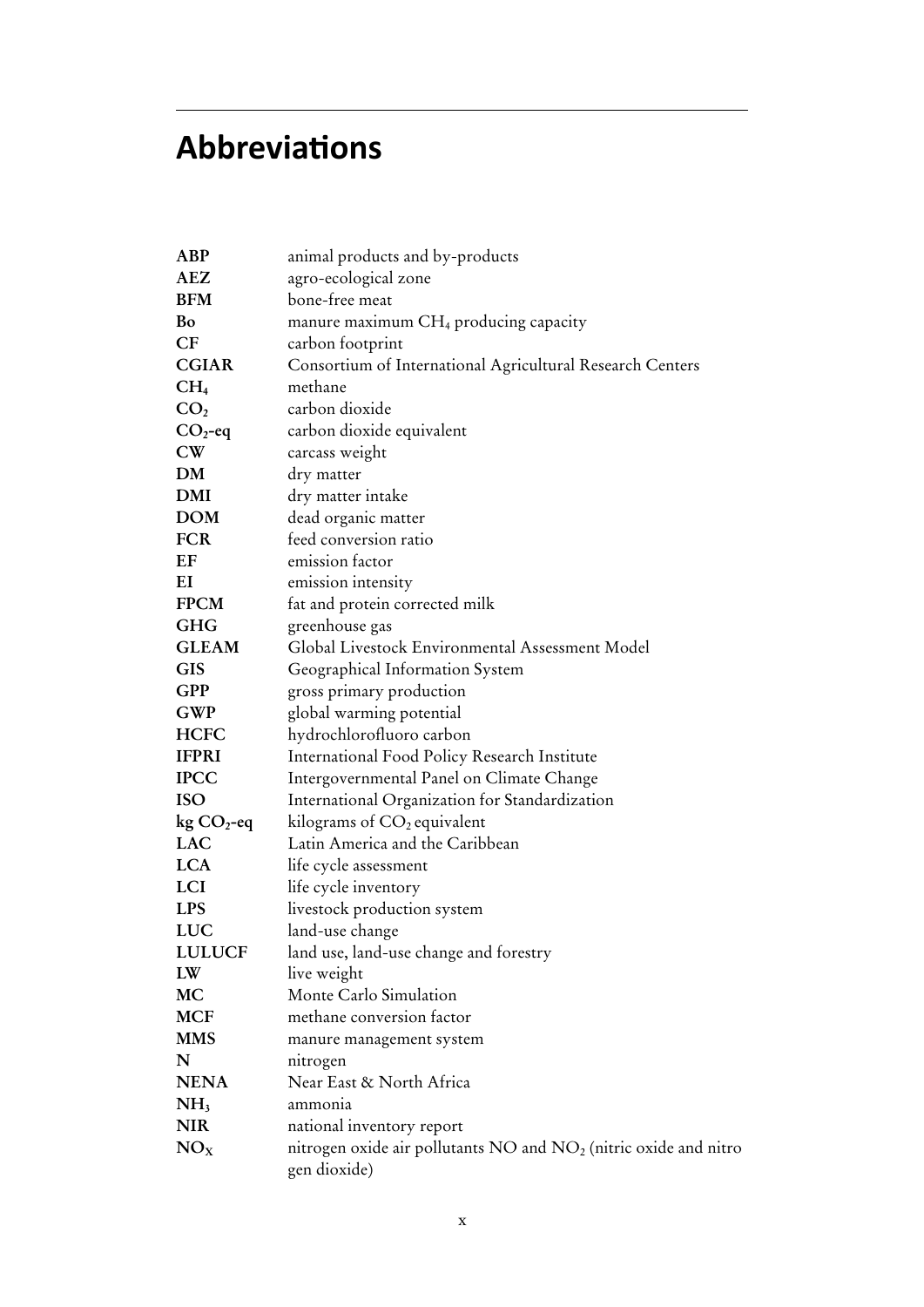# Abbreviations

| | |
|---|---|
| **ABP** | animal products and by-products |
| **AEZ** | agro-ecological zone |
| **BFM** | bone-free meat |
| **Bo** | manure maximum $CH_4$ producing capacity |
| **CF** | carbon footprint |
| **CGIAR** | Consortium of International Agricultural Research Centers |
| **$CH_4$** | methane |
| **$CO_2$** | carbon dioxide |
| **$CO_2$-eq** | carbon dioxide equivalent |
| **CW** | carcass weight |
| **DM** | dry matter |
| **DMI** | dry matter intake |
| **DOM** | dead organic matter |
| **FCR** | feed conversion ratio |
| **EF** | emission factor |
| **EI** | emission intensity |
| **FPCM** | fat and protein corrected milk |
| **GHG** | greenhouse gas |
| **GLEAM** | Global Livestock Environmental Assessment Model |
| **GIS** | Geographical Information System |
| **GPP** | gross primary production |
| **GWP** | global warming potential |
| **HCFC** | hydrochlorofluoro carbon |
| **IFPRI** | International Food Policy Research Institute |
| **IPCC** | Intergovernmental Panel on Climate Change |
| **ISO** | International Organization for Standardization |
| **kg $CO_2$-eq** | kilograms of $CO_2$ equivalent |
| **LAC** | Latin America and the Caribbean |
| **LCA** | life cycle assessment |
| **LCI** | life cycle inventory |
| **LPS** | livestock production system |
| **LUC** | land-use change |
| **LULUCF** | land use, land-use change and forestry |
| **LW** | live weight |
| **MC** | Monte Carlo Simulation |
| **MCF** | methane conversion factor |
| **MMS** | manure management system |
| **N** | nitrogen |
| **NENA** | Near East & North Africa |
| **$NH_3$** | ammonia |
| **NIR** | national inventory report |
| **$NO_X$** | nitrogen oxide air pollutants NO and $NO_2$ (nitric oxide and nitro gen dioxide) |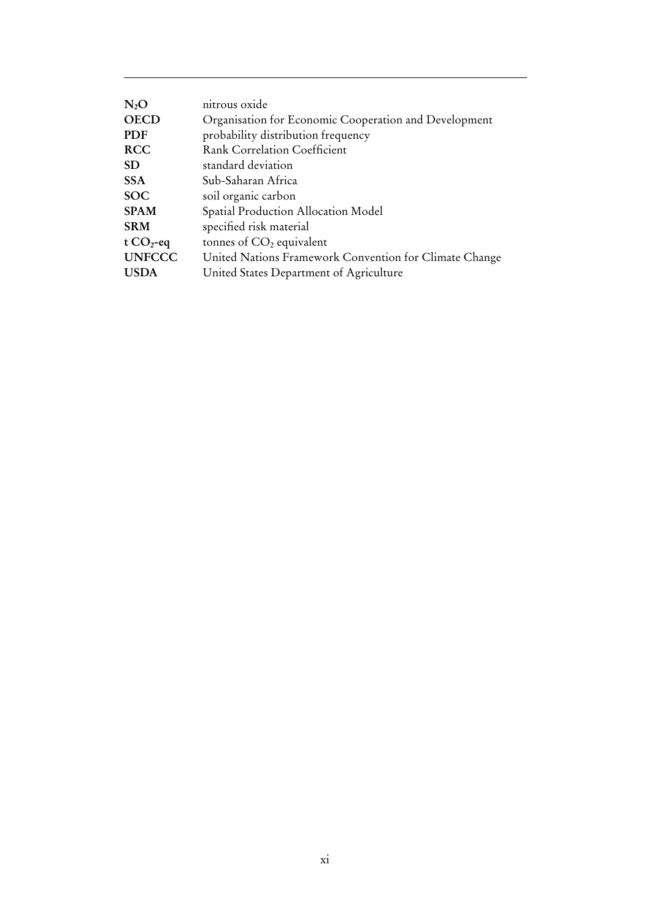| | |
|---|---|
| **$N_2O$** | nitrous oxide |
| **OECD** | Organisation for Economic Cooperation and Development |
| **PDF** | probability distribution frequency |
| **RCC** | Rank Correlation Coefficient |
| **SD** | standard deviation |
| **SSA** | Sub-Saharan Africa |
| **SOC** | soil organic carbon |
| **SPAM** | Spatial Production Allocation Model |
| **SRM** | specified risk material |
| **t $CO_2$-eq** | tonnes of $CO_2$ equivalent |
| **UNFCCC** | United Nations Framework Convention for Climate Change |
| **USDA** | United States Department of Agriculture |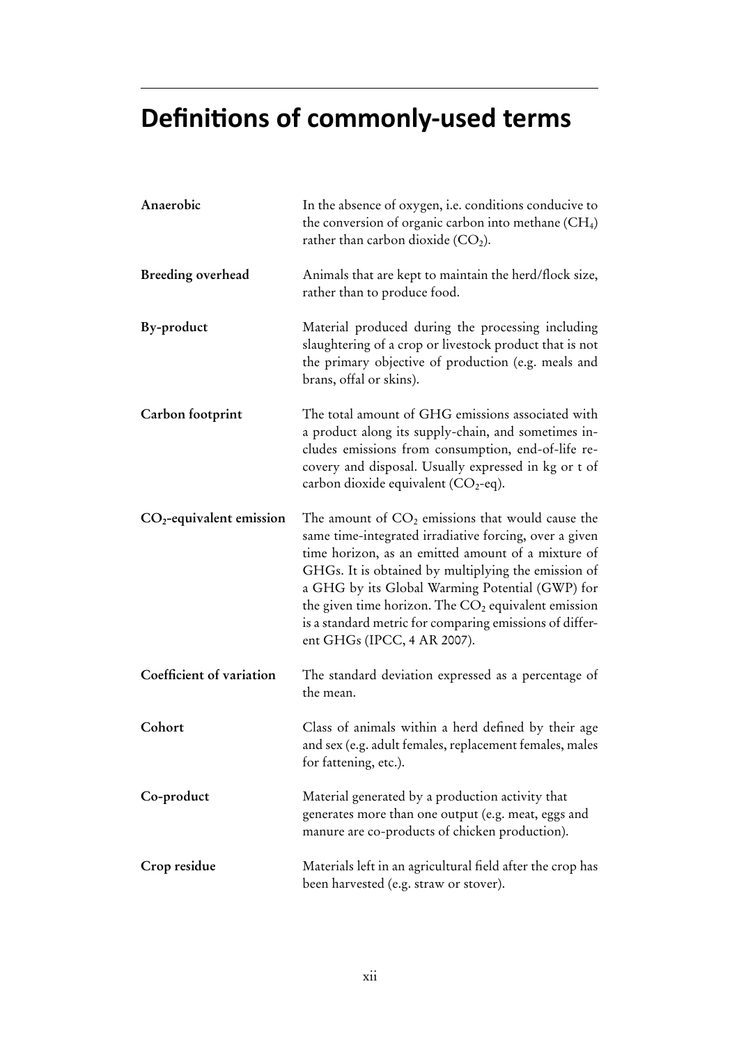# Definitions of commonly-used terms

**Anaerobic** — In the absence of oxygen, i.e. conditions conducive to the conversion of organic carbon into methane ($CH_4$) rather than carbon dioxide ($CO_2$).

**Breeding overhead** — Animals that are kept to maintain the herd/flock size, rather than to produce food.

**By-product** — Material produced during the processing including slaughtering of a crop or livestock product that is not the primary objective of production (e.g. meals and brans, offal or skins).

**Carbon footprint** — The total amount of GHG emissions associated with a product along its supply-chain, and sometimes includes emissions from consumption, end-of-life recovery and disposal. Usually expressed in kg or t of carbon dioxide equivalent ($CO_2$-eq).

**$CO_2$-equivalent emission** — The amount of $CO_2$ emissions that would cause the same time-integrated irradiative forcing, over a given time horizon, as an emitted amount of a mixture of GHGs. It is obtained by multiplying the emission of a GHG by its Global Warming Potential (GWP) for the given time horizon. The $CO_2$ equivalent emission is a standard metric for comparing emissions of different GHGs (IPCC, 4 AR 2007).

**Coefficient of variation** — The standard deviation expressed as a percentage of the mean.

**Cohort** — Class of animals within a herd defined by their age and sex (e.g. adult females, replacement females, males for fattening, etc.).

**Co-product** — Material generated by a production activity that generates more than one output (e.g. meat, eggs and manure are co-products of chicken production).

**Crop residue** — Materials left in an agricultural field after the crop has been harvested (e.g. straw or stover).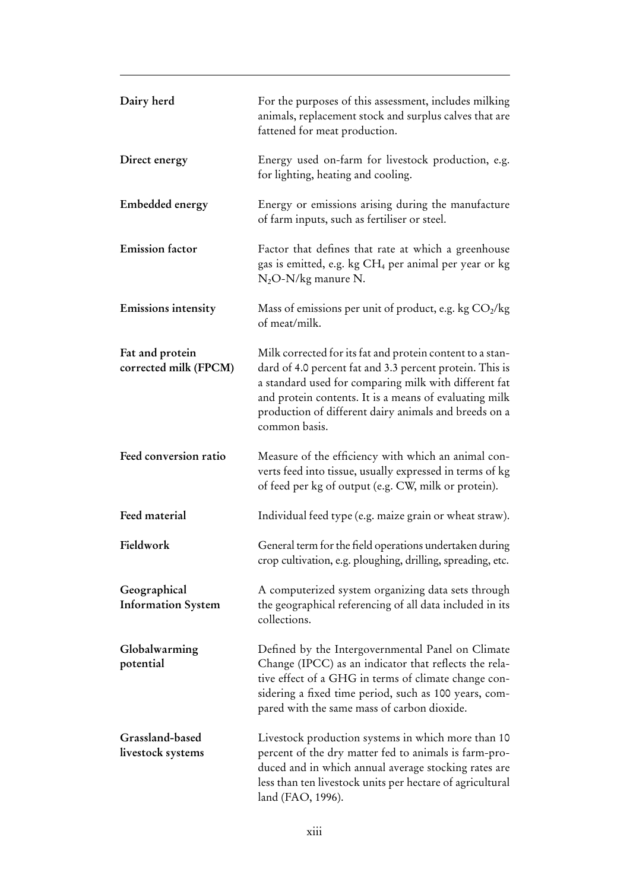| | |
|---|---|
| **Dairy herd** | For the purposes of this assessment, includes milking animals, replacement stock and surplus calves that are fattened for meat production. |
| **Direct energy** | Energy used on-farm for livestock production, e.g. for lighting, heating and cooling. |
| **Embedded energy** | Energy or emissions arising during the manufacture of farm inputs, such as fertiliser or steel. |
| **Emission factor** | Factor that defines that rate at which a greenhouse gas is emitted, e.g. kg $CH_4$ per animal per year or kg $N_2O$-N/kg manure N. |
| **Emissions intensity** | Mass of emissions per unit of product, e.g. kg $CO_2$/kg of meat/milk. |
| **Fat and protein corrected milk (FPCM)** | Milk corrected for its fat and protein content to a standard of 4.0 percent fat and 3.3 percent protein. This is a standard used for comparing milk with different fat and protein contents. It is a means of evaluating milk production of different dairy animals and breeds on a common basis. |
| **Feed conversion ratio** | Measure of the efficiency with which an animal converts feed into tissue, usually expressed in terms of kg of feed per kg of output (e.g. CW, milk or protein). |
| **Feed material** | Individual feed type (e.g. maize grain or wheat straw). |
| **Fieldwork** | General term for the field operations undertaken during crop cultivation, e.g. ploughing, drilling, spreading, etc. |
| **Geographical Information System** | A computerized system organizing data sets through the geographical referencing of all data included in its collections. |
| **Globalwarming potential** | Defined by the Intergovernmental Panel on Climate Change (IPCC) as an indicator that reflects the relative effect of a GHG in terms of climate change considering a fixed time period, such as 100 years, compared with the same mass of carbon dioxide. |
| **Grassland-based livestock systems** | Livestock production systems in which more than 10 percent of the dry matter fed to animals is farm-produced and in which annual average stocking rates are less than ten livestock units per hectare of agricultural land (FAO, 1996). |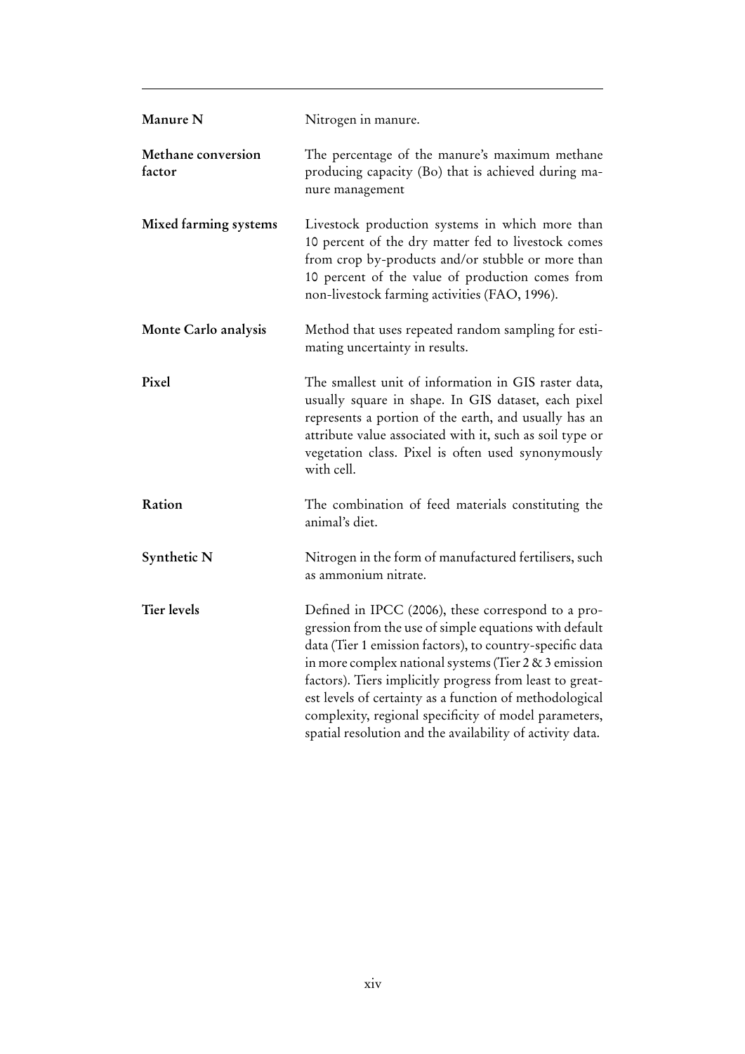| | |
|---|---|
| **Manure N** | Nitrogen in manure. |
| **Methane conversion factor** | The percentage of the manure's maximum methane producing capacity (Bo) that is achieved during manure management |
| **Mixed farming systems** | Livestock production systems in which more than 10 percent of the dry matter fed to livestock comes from crop by-products and/or stubble or more than 10 percent of the value of production comes from non-livestock farming activities (FAO, 1996). |
| **Monte Carlo analysis** | Method that uses repeated random sampling for estimating uncertainty in results. |
| **Pixel** | The smallest unit of information in GIS raster data, usually square in shape. In GIS dataset, each pixel represents a portion of the earth, and usually has an attribute value associated with it, such as soil type or vegetation class. Pixel is often used synonymously with cell. |
| **Ration** | The combination of feed materials constituting the animal's diet. |
| **Synthetic N** | Nitrogen in the form of manufactured fertilisers, such as ammonium nitrate. |
| **Tier levels** | Defined in IPCC (2006), these correspond to a progression from the use of simple equations with default data (Tier 1 emission factors), to country-specific data in more complex national systems (Tier 2 & 3 emission factors). Tiers implicitly progress from least to greatest levels of certainty as a function of methodological complexity, regional specificity of model parameters, spatial resolution and the availability of activity data. |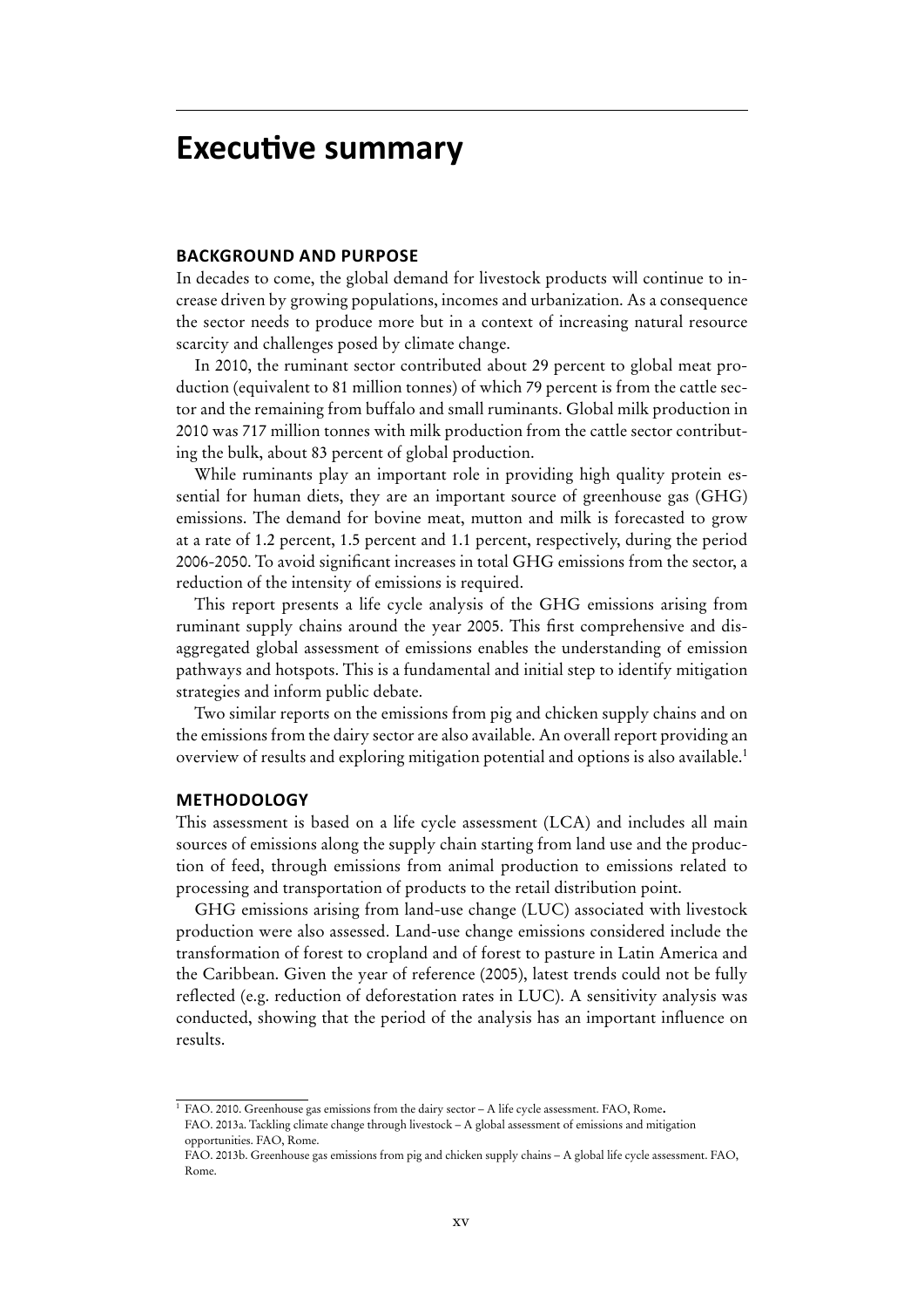# Executive summary

## BACKGROUND AND PURPOSE

In decades to come, the global demand for livestock products will continue to increase driven by growing populations, incomes and urbanization. As a consequence the sector needs to produce more but in a context of increasing natural resource scarcity and challenges posed by climate change.

In 2010, the ruminant sector contributed about 29 percent to global meat production (equivalent to 81 million tonnes) of which 79 percent is from the cattle sector and the remaining from buffalo and small ruminants. Global milk production in 2010 was 717 million tonnes with milk production from the cattle sector contributing the bulk, about 83 percent of global production.

While ruminants play an important role in providing high quality protein essential for human diets, they are an important source of greenhouse gas (GHG) emissions. The demand for bovine meat, mutton and milk is forecasted to grow at a rate of 1.2 percent, 1.5 percent and 1.1 percent, respectively, during the period 2006-2050. To avoid significant increases in total GHG emissions from the sector, a reduction of the intensity of emissions is required.

This report presents a life cycle analysis of the GHG emissions arising from ruminant supply chains around the year 2005. This first comprehensive and disaggregated global assessment of emissions enables the understanding of emission pathways and hotspots. This is a fundamental and initial step to identify mitigation strategies and inform public debate.

Two similar reports on the emissions from pig and chicken supply chains and on the emissions from the dairy sector are also available. An overall report providing an overview of results and exploring mitigation potential and options is also available.[1]

## METHODOLOGY

This assessment is based on a life cycle assessment (LCA) and includes all main sources of emissions along the supply chain starting from land use and the production of feed, through emissions from animal production to emissions related to processing and transportation of products to the retail distribution point.

GHG emissions arising from land-use change (LUC) associated with livestock production were also assessed. Land-use change emissions considered include the transformation of forest to cropland and of forest to pasture in Latin America and the Caribbean. Given the year of reference (2005), latest trends could not be fully reflected (e.g. reduction of deforestation rates in LUC). A sensitivity analysis was conducted, showing that the period of the analysis has an important influence on results.

---

[1] FAO. 2010. Greenhouse gas emissions from the dairy sector – A life cycle assessment. FAO, Rome.
FAO. 2013a. Tackling climate change through livestock – A global assessment of emissions and mitigation opportunities. FAO, Rome.
FAO. 2013b. Greenhouse gas emissions from pig and chicken supply chains – A global life cycle assessment. FAO, Rome.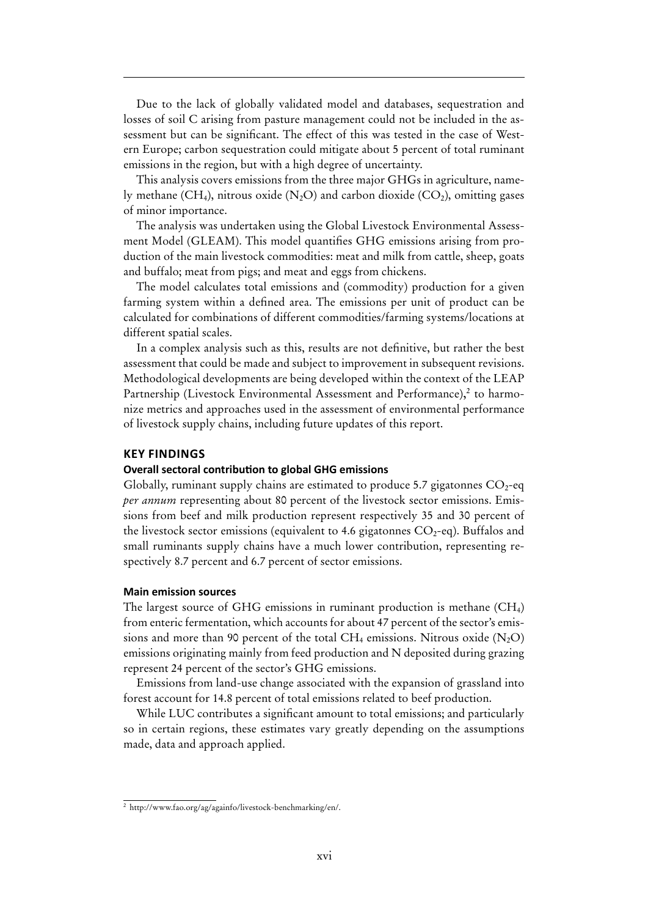Due to the lack of globally validated model and databases, sequestration and losses of soil C arising from pasture management could not be included in the assessment but can be significant. The effect of this was tested in the case of Western Europe; carbon sequestration could mitigate about 5 percent of total ruminant emissions in the region, but with a high degree of uncertainty.

This analysis covers emissions from the three major GHGs in agriculture, namely methane ($CH_4$), nitrous oxide ($N_2O$) and carbon dioxide ($CO_2$), omitting gases of minor importance.

The analysis was undertaken using the Global Livestock Environmental Assessment Model (GLEAM). This model quantifies GHG emissions arising from production of the main livestock commodities: meat and milk from cattle, sheep, goats and buffalo; meat from pigs; and meat and eggs from chickens.

The model calculates total emissions and (commodity) production for a given farming system within a defined area. The emissions per unit of product can be calculated for combinations of different commodities/farming systems/locations at different spatial scales.

In a complex analysis such as this, results are not definitive, but rather the best assessment that could be made and subject to improvement in subsequent revisions. Methodological developments are being developed within the context of the LEAP Partnership (Livestock Environmental Assessment and Performance),[2] to harmonize metrics and approaches used in the assessment of environmental performance of livestock supply chains, including future updates of this report.

## KEY FINDINGS

### Overall sectoral contribution to global GHG emissions

Globally, ruminant supply chains are estimated to produce 5.7 gigatonnes $CO_2$-eq *per annum* representing about 80 percent of the livestock sector emissions. Emissions from beef and milk production represent respectively 35 and 30 percent of the livestock sector emissions (equivalent to 4.6 gigatonnes $CO_2$-eq). Buffalos and small ruminants supply chains have a much lower contribution, representing respectively 8.7 percent and 6.7 percent of sector emissions.

### Main emission sources

The largest source of GHG emissions in ruminant production is methane ($CH_4$) from enteric fermentation, which accounts for about 47 percent of the sector's emissions and more than 90 percent of the total $CH_4$ emissions. Nitrous oxide ($N_2O$) emissions originating mainly from feed production and N deposited during grazing represent 24 percent of the sector's GHG emissions.

Emissions from land-use change associated with the expansion of grassland into forest account for 14.8 percent of total emissions related to beef production.

While LUC contributes a significant amount to total emissions; and particularly so in certain regions, these estimates vary greatly depending on the assumptions made, data and approach applied.

[2] http://www.fao.org/ag/againfo/livestock-benchmarking/en/.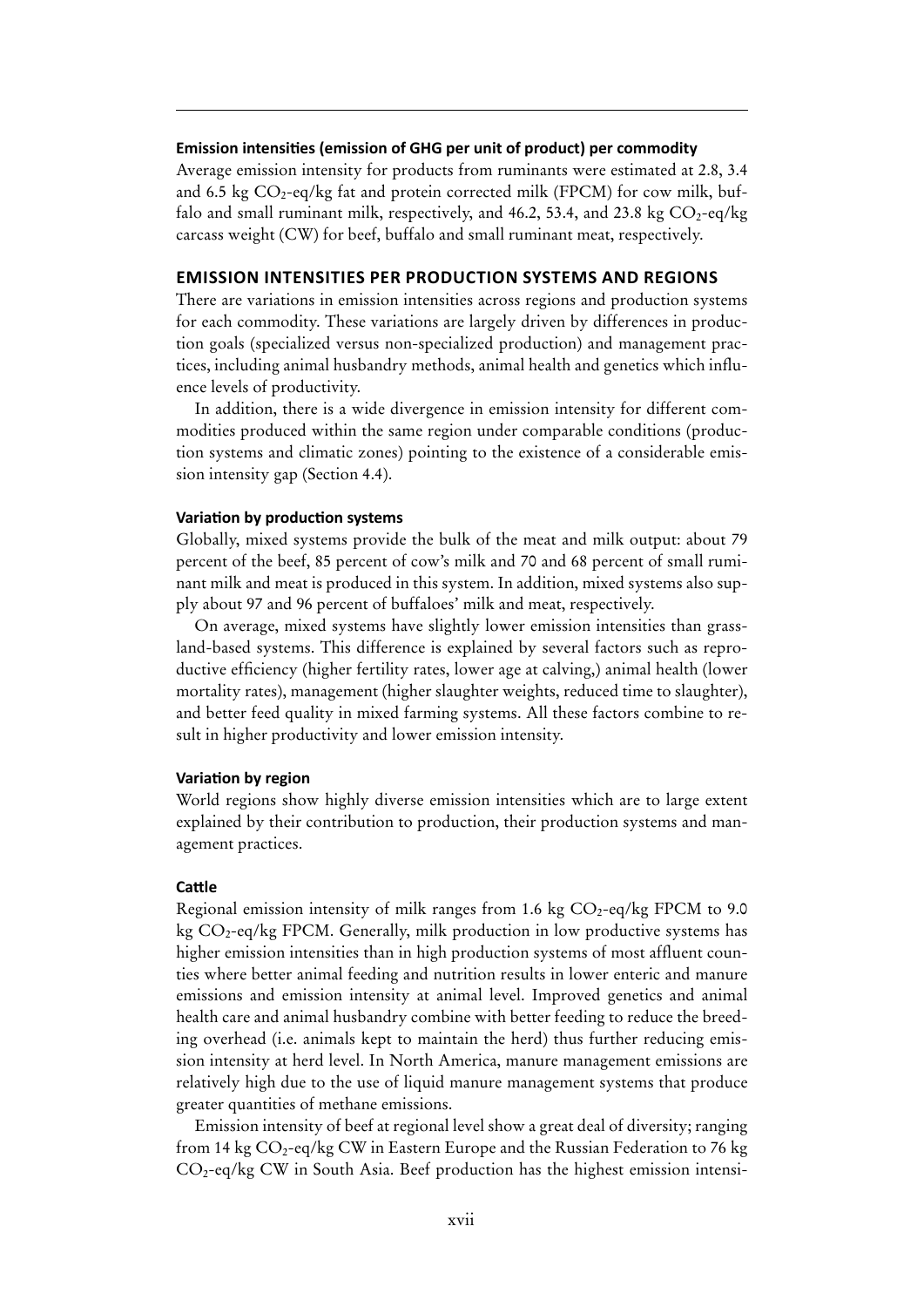**Emission intensities (emission of GHG per unit of product) per commodity**

Average emission intensity for products from ruminants were estimated at 2.8, 3.4 and 6.5 kg $CO_2$-eq/kg fat and protein corrected milk (FPCM) for cow milk, buffalo and small ruminant milk, respectively, and 46.2, 53.4, and 23.8 kg $CO_2$-eq/kg carcass weight (CW) for beef, buffalo and small ruminant meat, respectively.

## EMISSION INTENSITIES PER PRODUCTION SYSTEMS AND REGIONS

There are variations in emission intensities across regions and production systems for each commodity. These variations are largely driven by differences in production goals (specialized versus non-specialized production) and management practices, including animal husbandry methods, animal health and genetics which influence levels of productivity.

In addition, there is a wide divergence in emission intensity for different commodities produced within the same region under comparable conditions (production systems and climatic zones) pointing to the existence of a considerable emission intensity gap (Section 4.4).

**Variation by production systems**

Globally, mixed systems provide the bulk of the meat and milk output: about 79 percent of the beef, 85 percent of cow's milk and 70 and 68 percent of small ruminant milk and meat is produced in this system. In addition, mixed systems also supply about 97 and 96 percent of buffaloes' milk and meat, respectively.

On average, mixed systems have slightly lower emission intensities than grassland-based systems. This difference is explained by several factors such as reproductive efficiency (higher fertility rates, lower age at calving,) animal health (lower mortality rates), management (higher slaughter weights, reduced time to slaughter), and better feed quality in mixed farming systems. All these factors combine to result in higher productivity and lower emission intensity.

**Variation by region**

World regions show highly diverse emission intensities which are to large extent explained by their contribution to production, their production systems and management practices.

**Cattle**

Regional emission intensity of milk ranges from 1.6 kg $CO_2$-eq/kg FPCM to 9.0 kg $CO_2$-eq/kg FPCM. Generally, milk production in low productive systems has higher emission intensities than in high production systems of most affluent counties where better animal feeding and nutrition results in lower enteric and manure emissions and emission intensity at animal level. Improved genetics and animal health care and animal husbandry combine with better feeding to reduce the breeding overhead (i.e. animals kept to maintain the herd) thus further reducing emission intensity at herd level. In North America, manure management emissions are relatively high due to the use of liquid manure management systems that produce greater quantities of methane emissions.

Emission intensity of beef at regional level show a great deal of diversity; ranging from 14 kg $CO_2$-eq/kg CW in Eastern Europe and the Russian Federation to 76 kg $CO_2$-eq/kg CW in South Asia. Beef production has the highest emission intensi-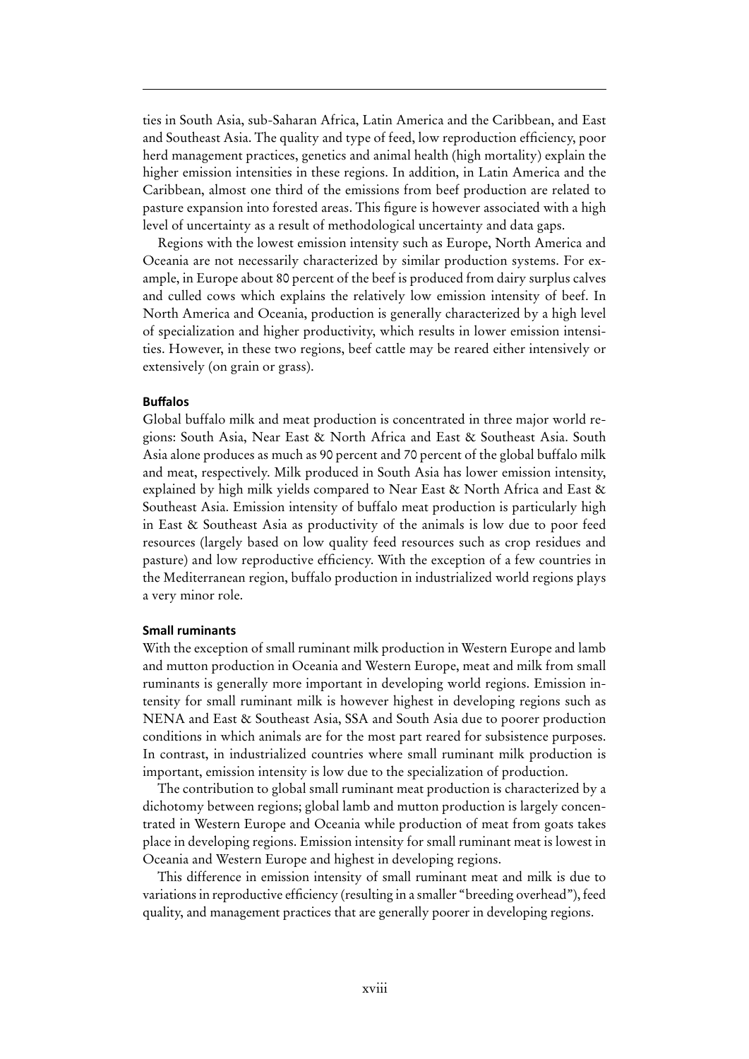ties in South Asia, sub-Saharan Africa, Latin America and the Caribbean, and East and Southeast Asia. The quality and type of feed, low reproduction efficiency, poor herd management practices, genetics and animal health (high mortality) explain the higher emission intensities in these regions. In addition, in Latin America and the Caribbean, almost one third of the emissions from beef production are related to pasture expansion into forested areas. This figure is however associated with a high level of uncertainty as a result of methodological uncertainty and data gaps.

Regions with the lowest emission intensity such as Europe, North America and Oceania are not necessarily characterized by similar production systems. For example, in Europe about 80 percent of the beef is produced from dairy surplus calves and culled cows which explains the relatively low emission intensity of beef. In North America and Oceania, production is generally characterized by a high level of specialization and higher productivity, which results in lower emission intensities. However, in these two regions, beef cattle may be reared either intensively or extensively (on grain or grass).

### Buffalos

Global buffalo milk and meat production is concentrated in three major world regions: South Asia, Near East & North Africa and East & Southeast Asia. South Asia alone produces as much as 90 percent and 70 percent of the global buffalo milk and meat, respectively. Milk produced in South Asia has lower emission intensity, explained by high milk yields compared to Near East & North Africa and East & Southeast Asia. Emission intensity of buffalo meat production is particularly high in East & Southeast Asia as productivity of the animals is low due to poor feed resources (largely based on low quality feed resources such as crop residues and pasture) and low reproductive efficiency. With the exception of a few countries in the Mediterranean region, buffalo production in industrialized world regions plays a very minor role.

### Small ruminants

With the exception of small ruminant milk production in Western Europe and lamb and mutton production in Oceania and Western Europe, meat and milk from small ruminants is generally more important in developing world regions. Emission intensity for small ruminant milk is however highest in developing regions such as NENA and East & Southeast Asia, SSA and South Asia due to poorer production conditions in which animals are for the most part reared for subsistence purposes. In contrast, in industrialized countries where small ruminant milk production is important, emission intensity is low due to the specialization of production.

The contribution to global small ruminant meat production is characterized by a dichotomy between regions; global lamb and mutton production is largely concentrated in Western Europe and Oceania while production of meat from goats takes place in developing regions. Emission intensity for small ruminant meat is lowest in Oceania and Western Europe and highest in developing regions.

This difference in emission intensity of small ruminant meat and milk is due to variations in reproductive efficiency (resulting in a smaller "breeding overhead"), feed quality, and management practices that are generally poorer in developing regions.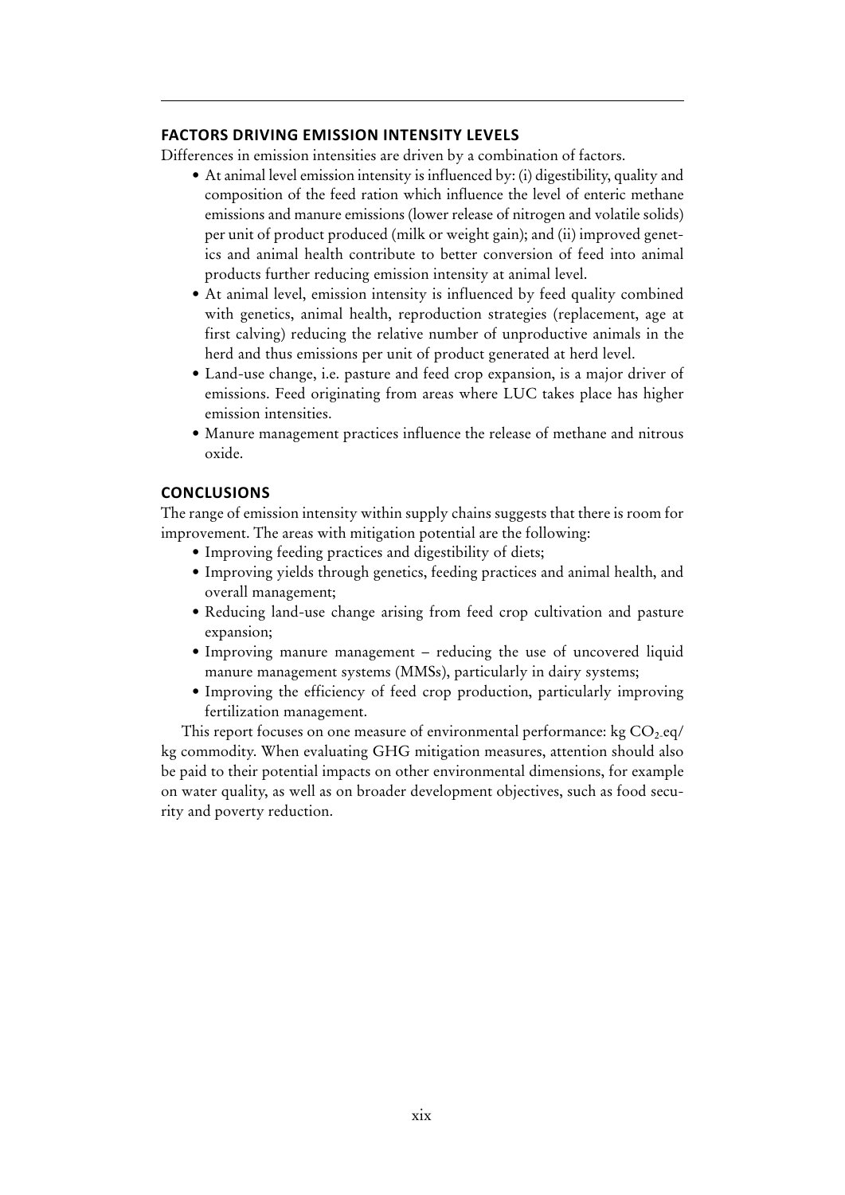## FACTORS DRIVING EMISSION INTENSITY LEVELS

Differences in emission intensities are driven by a combination of factors.

- At animal level emission intensity is influenced by: (i) digestibility, quality and composition of the feed ration which influence the level of enteric methane emissions and manure emissions (lower release of nitrogen and volatile solids) per unit of product produced (milk or weight gain); and (ii) improved genetics and animal health contribute to better conversion of feed into animal products further reducing emission intensity at animal level.
- At animal level, emission intensity is influenced by feed quality combined with genetics, animal health, reproduction strategies (replacement, age at first calving) reducing the relative number of unproductive animals in the herd and thus emissions per unit of product generated at herd level.
- Land-use change, i.e. pasture and feed crop expansion, is a major driver of emissions. Feed originating from areas where LUC takes place has higher emission intensities.
- Manure management practices influence the release of methane and nitrous oxide.

## CONCLUSIONS

The range of emission intensity within supply chains suggests that there is room for improvement. The areas with mitigation potential are the following:

- Improving feeding practices and digestibility of diets;
- Improving yields through genetics, feeding practices and animal health, and overall management;
- Reducing land-use change arising from feed crop cultivation and pasture expansion;
- Improving manure management – reducing the use of uncovered liquid manure management systems (MMSs), particularly in dairy systems;
- Improving the efficiency of feed crop production, particularly improving fertilization management.

This report focuses on one measure of environmental performance: kg $CO_2$-eq/kg commodity. When evaluating GHG mitigation measures, attention should also be paid to their potential impacts on other environmental dimensions, for example on water quality, as well as on broader development objectives, such as food security and poverty reduction.